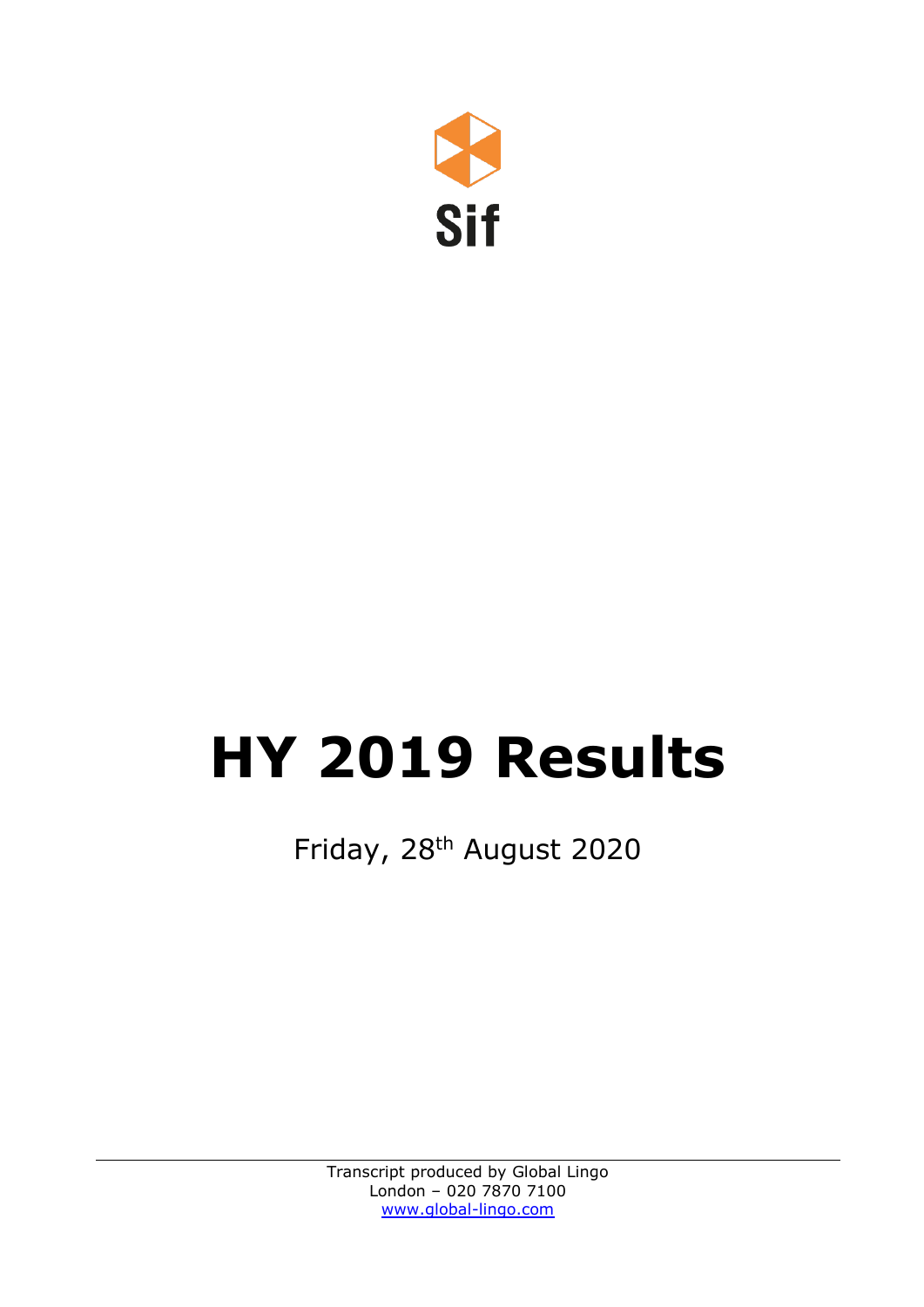Sif

# HY 2019 Results

Friday, 28th August 2020

Transcript produced by Global Lingo
London – 020 7870 7100
www.global-lingo.com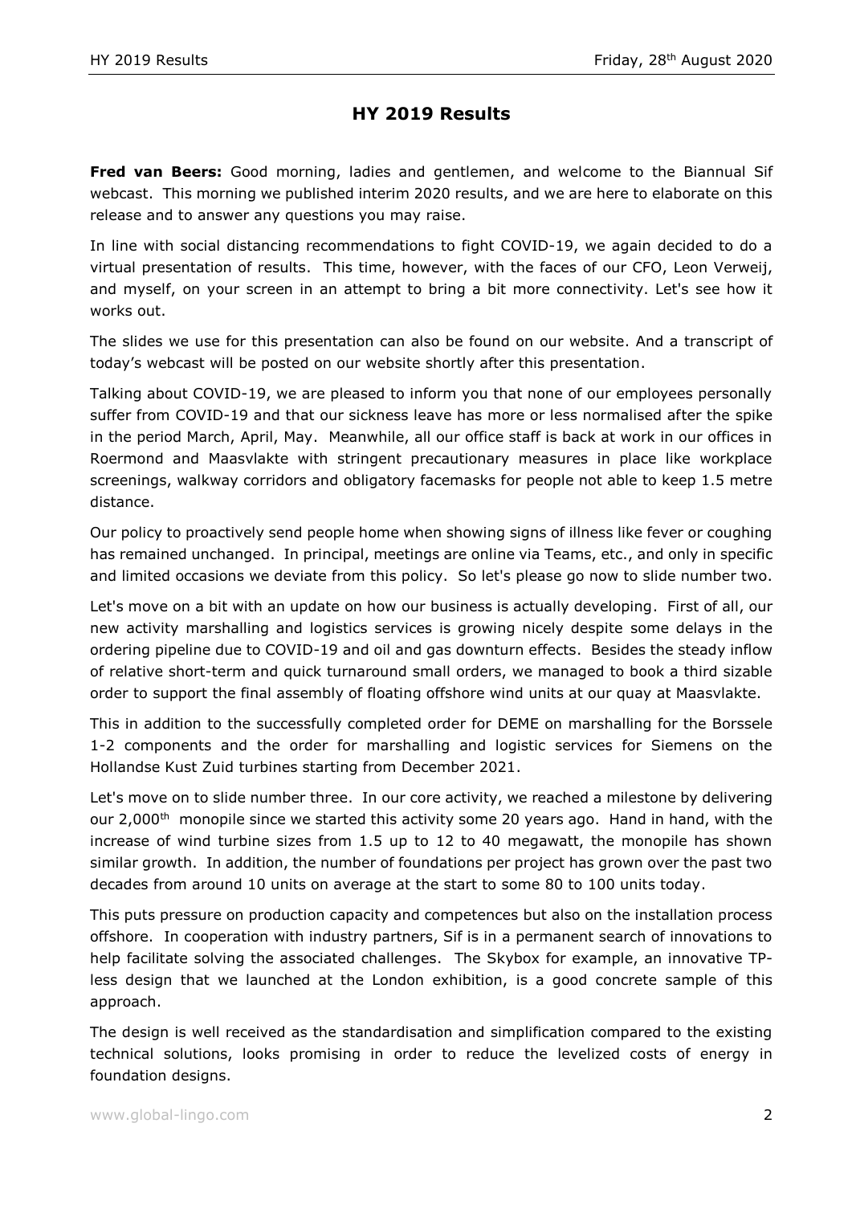## HY 2019 Results

**Fred van Beers:** Good morning, ladies and gentlemen, and welcome to the Biannual Sif webcast. This morning we published interim 2020 results, and we are here to elaborate on this release and to answer any questions you may raise.

In line with social distancing recommendations to fight COVID-19, we again decided to do a virtual presentation of results. This time, however, with the faces of our CFO, Leon Verweij, and myself, on your screen in an attempt to bring a bit more connectivity. Let's see how it works out.

The slides we use for this presentation can also be found on our website. And a transcript of today's webcast will be posted on our website shortly after this presentation.

Talking about COVID-19, we are pleased to inform you that none of our employees personally suffer from COVID-19 and that our sickness leave has more or less normalised after the spike in the period March, April, May. Meanwhile, all our office staff is back at work in our offices in Roermond and Maasvlakte with stringent precautionary measures in place like workplace screenings, walkway corridors and obligatory facemasks for people not able to keep 1.5 metre distance.

Our policy to proactively send people home when showing signs of illness like fever or coughing has remained unchanged. In principal, meetings are online via Teams, etc., and only in specific and limited occasions we deviate from this policy. So let's please go now to slide number two.

Let's move on a bit with an update on how our business is actually developing. First of all, our new activity marshalling and logistics services is growing nicely despite some delays in the ordering pipeline due to COVID-19 and oil and gas downturn effects. Besides the steady inflow of relative short-term and quick turnaround small orders, we managed to book a third sizable order to support the final assembly of floating offshore wind units at our quay at Maasvlakte.

This in addition to the successfully completed order for DEME on marshalling for the Borssele 1-2 components and the order for marshalling and logistic services for Siemens on the Hollandse Kust Zuid turbines starting from December 2021.

Let's move on to slide number three. In our core activity, we reached a milestone by delivering our 2,000th monopile since we started this activity some 20 years ago. Hand in hand, with the increase of wind turbine sizes from 1.5 up to 12 to 40 megawatt, the monopile has shown similar growth. In addition, the number of foundations per project has grown over the past two decades from around 10 units on average at the start to some 80 to 100 units today.

This puts pressure on production capacity and competences but also on the installation process offshore. In cooperation with industry partners, Sif is in a permanent search of innovations to help facilitate solving the associated challenges. The Skybox for example, an innovative TP-less design that we launched at the London exhibition, is a good concrete sample of this approach.

The design is well received as the standardisation and simplification compared to the existing technical solutions, looks promising in order to reduce the levelized costs of energy in foundation designs.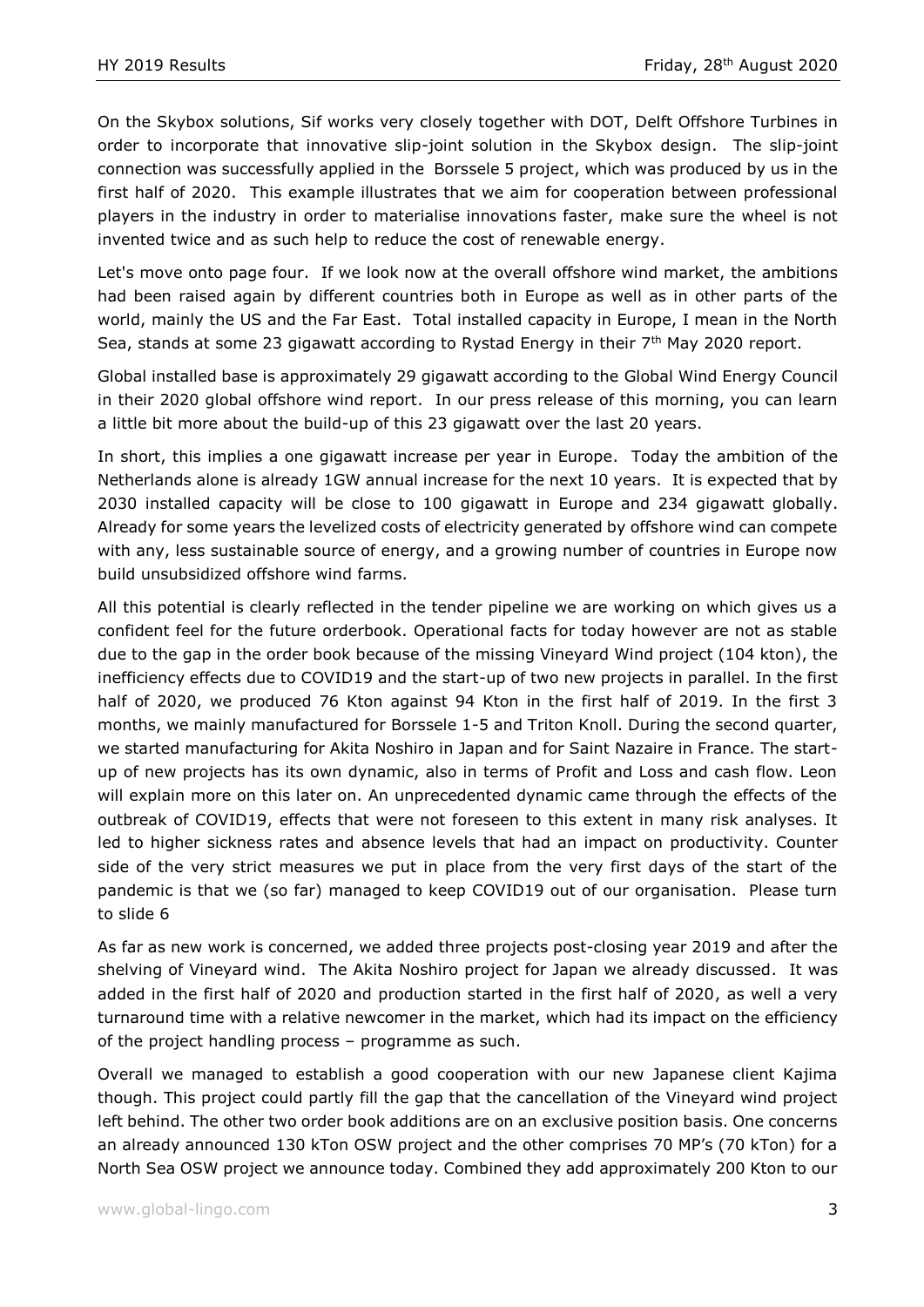On the Skybox solutions, Sif works very closely together with DOT, Delft Offshore Turbines in order to incorporate that innovative slip-joint solution in the Skybox design. The slip-joint connection was successfully applied in the Borssele 5 project, which was produced by us in the first half of 2020. This example illustrates that we aim for cooperation between professional players in the industry in order to materialise innovations faster, make sure the wheel is not invented twice and as such help to reduce the cost of renewable energy.

Let's move onto page four. If we look now at the overall offshore wind market, the ambitions had been raised again by different countries both in Europe as well as in other parts of the world, mainly the US and the Far East. Total installed capacity in Europe, I mean in the North Sea, stands at some 23 gigawatt according to Rystad Energy in their 7th May 2020 report.

Global installed base is approximately 29 gigawatt according to the Global Wind Energy Council in their 2020 global offshore wind report. In our press release of this morning, you can learn a little bit more about the build-up of this 23 gigawatt over the last 20 years.

In short, this implies a one gigawatt increase per year in Europe. Today the ambition of the Netherlands alone is already 1GW annual increase for the next 10 years. It is expected that by 2030 installed capacity will be close to 100 gigawatt in Europe and 234 gigawatt globally. Already for some years the levelized costs of electricity generated by offshore wind can compete with any, less sustainable source of energy, and a growing number of countries in Europe now build unsubsidized offshore wind farms.

All this potential is clearly reflected in the tender pipeline we are working on which gives us a confident feel for the future orderbook. Operational facts for today however are not as stable due to the gap in the order book because of the missing Vineyard Wind project (104 kton), the inefficiency effects due to COVID19 and the start-up of two new projects in parallel. In the first half of 2020, we produced 76 Kton against 94 Kton in the first half of 2019. In the first 3 months, we mainly manufactured for Borssele 1-5 and Triton Knoll. During the second quarter, we started manufacturing for Akita Noshiro in Japan and for Saint Nazaire in France. The start-up of new projects has its own dynamic, also in terms of Profit and Loss and cash flow. Leon will explain more on this later on. An unprecedented dynamic came through the effects of the outbreak of COVID19, effects that were not foreseen to this extent in many risk analyses. It led to higher sickness rates and absence levels that had an impact on productivity. Counter side of the very strict measures we put in place from the very first days of the start of the pandemic is that we (so far) managed to keep COVID19 out of our organisation. Please turn to slide 6

As far as new work is concerned, we added three projects post-closing year 2019 and after the shelving of Vineyard wind. The Akita Noshiro project for Japan we already discussed. It was added in the first half of 2020 and production started in the first half of 2020, as well a very turnaround time with a relative newcomer in the market, which had its impact on the efficiency of the project handling process – programme as such.

Overall we managed to establish a good cooperation with our new Japanese client Kajima though. This project could partly fill the gap that the cancellation of the Vineyard wind project left behind. The other two order book additions are on an exclusive position basis. One concerns an already announced 130 kTon OSW project and the other comprises 70 MP's (70 kTon) for a North Sea OSW project we announce today. Combined they add approximately 200 Kton to our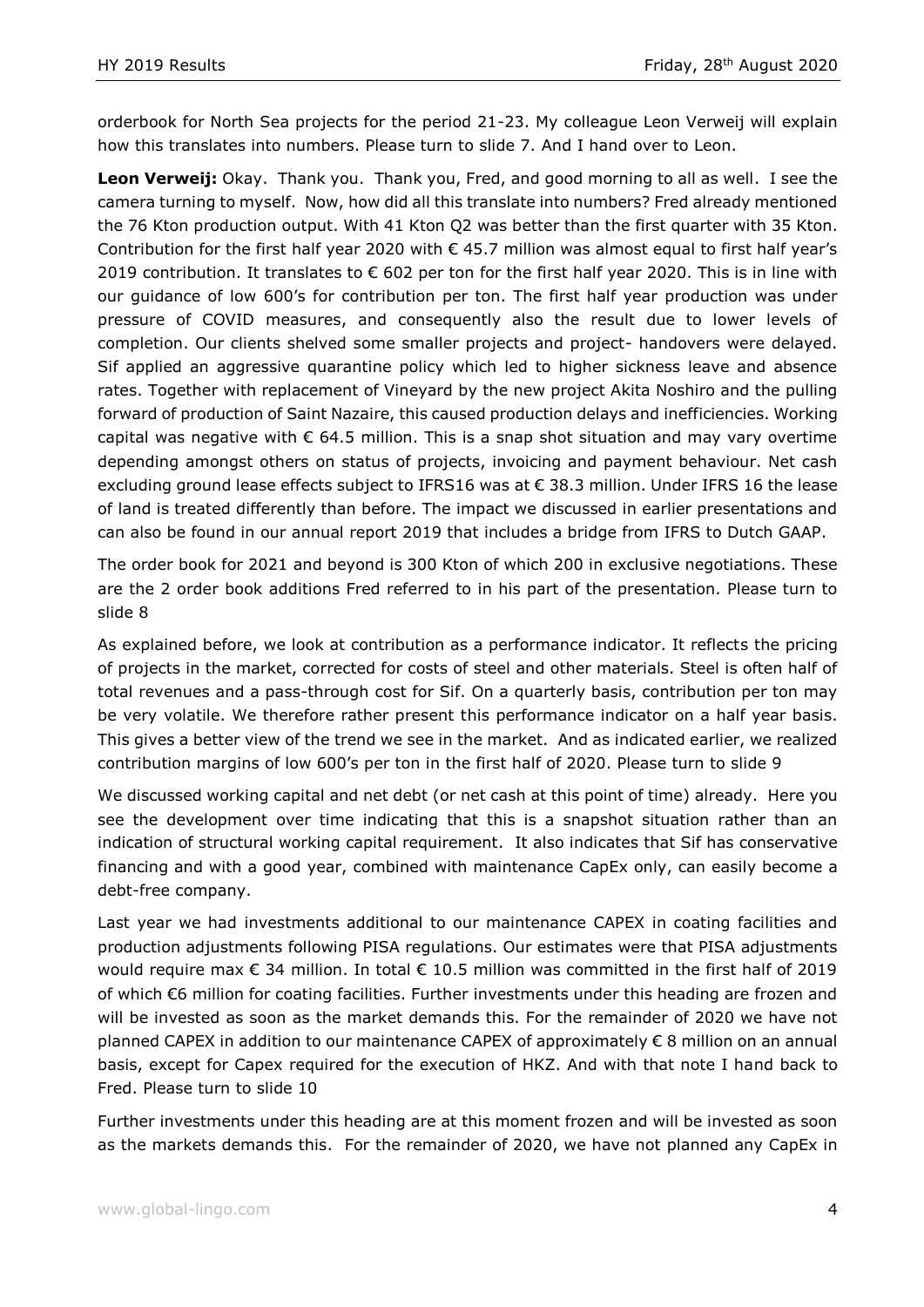orderbook for North Sea projects for the period 21-23. My colleague Leon Verweij will explain how this translates into numbers. Please turn to slide 7. And I hand over to Leon.

**Leon Verweij:** Okay. Thank you. Thank you, Fred, and good morning to all as well. I see the camera turning to myself. Now, how did all this translate into numbers? Fred already mentioned the 76 Kton production output. With 41 Kton Q2 was better than the first quarter with 35 Kton. Contribution for the first half year 2020 with € 45.7 million was almost equal to first half year's 2019 contribution. It translates to € 602 per ton for the first half year 2020. This is in line with our guidance of low 600's for contribution per ton. The first half year production was under pressure of COVID measures, and consequently also the result due to lower levels of completion. Our clients shelved some smaller projects and project- handovers were delayed. Sif applied an aggressive quarantine policy which led to higher sickness leave and absence rates. Together with replacement of Vineyard by the new project Akita Noshiro and the pulling forward of production of Saint Nazaire, this caused production delays and inefficiencies. Working capital was negative with € 64.5 million. This is a snap shot situation and may vary overtime depending amongst others on status of projects, invoicing and payment behaviour. Net cash excluding ground lease effects subject to IFRS16 was at € 38.3 million. Under IFRS 16 the lease of land is treated differently than before. The impact we discussed in earlier presentations and can also be found in our annual report 2019 that includes a bridge from IFRS to Dutch GAAP.

The order book for 2021 and beyond is 300 Kton of which 200 in exclusive negotiations. These are the 2 order book additions Fred referred to in his part of the presentation. Please turn to slide 8

As explained before, we look at contribution as a performance indicator. It reflects the pricing of projects in the market, corrected for costs of steel and other materials. Steel is often half of total revenues and a pass-through cost for Sif. On a quarterly basis, contribution per ton may be very volatile. We therefore rather present this performance indicator on a half year basis. This gives a better view of the trend we see in the market. And as indicated earlier, we realized contribution margins of low 600's per ton in the first half of 2020. Please turn to slide 9

We discussed working capital and net debt (or net cash at this point of time) already. Here you see the development over time indicating that this is a snapshot situation rather than an indication of structural working capital requirement. It also indicates that Sif has conservative financing and with a good year, combined with maintenance CapEx only, can easily become a debt-free company.

Last year we had investments additional to our maintenance CAPEX in coating facilities and production adjustments following PISA regulations. Our estimates were that PISA adjustments would require max € 34 million. In total € 10.5 million was committed in the first half of 2019 of which €6 million for coating facilities. Further investments under this heading are frozen and will be invested as soon as the market demands this. For the remainder of 2020 we have not planned CAPEX in addition to our maintenance CAPEX of approximately € 8 million on an annual basis, except for Capex required for the execution of HKZ. And with that note I hand back to Fred. Please turn to slide 10

Further investments under this heading are at this moment frozen and will be invested as soon as the markets demands this. For the remainder of 2020, we have not planned any CapEx in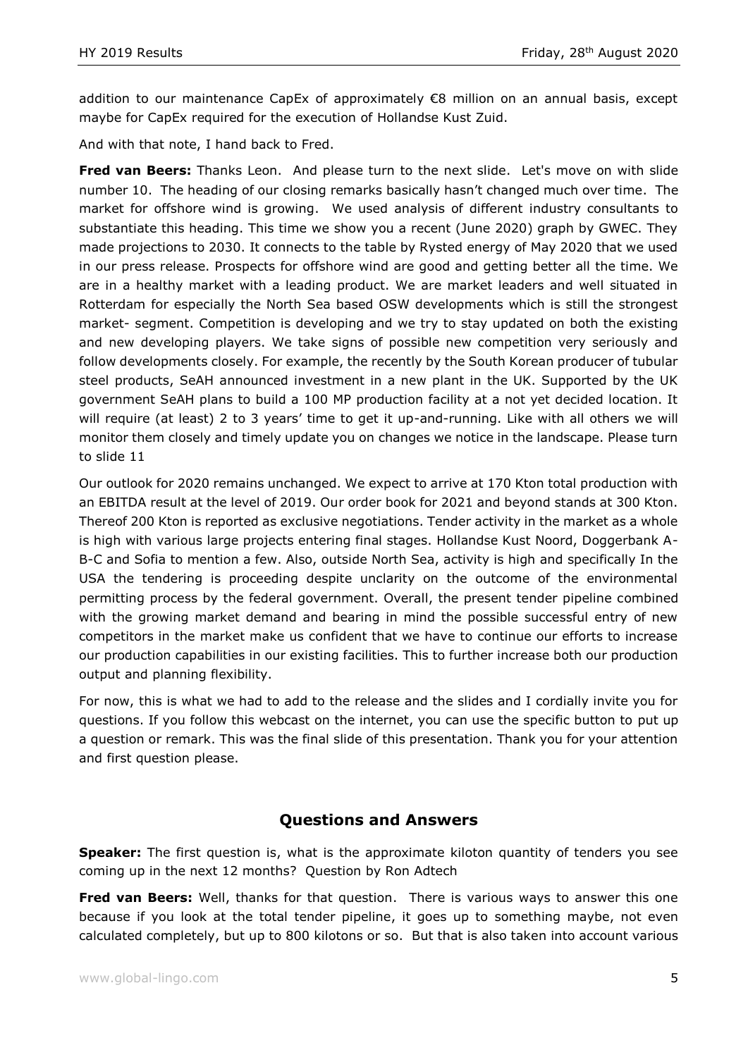addition to our maintenance CapEx of approximately €8 million on an annual basis, except maybe for CapEx required for the execution of Hollandse Kust Zuid.

And with that note, I hand back to Fred.

**Fred van Beers:** Thanks Leon. And please turn to the next slide. Let's move on with slide number 10. The heading of our closing remarks basically hasn't changed much over time. The market for offshore wind is growing. We used analysis of different industry consultants to substantiate this heading. This time we show you a recent (June 2020) graph by GWEC. They made projections to 2030. It connects to the table by Rysted energy of May 2020 that we used in our press release. Prospects for offshore wind are good and getting better all the time. We are in a healthy market with a leading product. We are market leaders and well situated in Rotterdam for especially the North Sea based OSW developments which is still the strongest market- segment. Competition is developing and we try to stay updated on both the existing and new developing players. We take signs of possible new competition very seriously and follow developments closely. For example, the recently by the South Korean producer of tubular steel products, SeAH announced investment in a new plant in the UK. Supported by the UK government SeAH plans to build a 100 MP production facility at a not yet decided location. It will require (at least) 2 to 3 years' time to get it up-and-running. Like with all others we will monitor them closely and timely update you on changes we notice in the landscape. Please turn to slide 11

Our outlook for 2020 remains unchanged. We expect to arrive at 170 Kton total production with an EBITDA result at the level of 2019. Our order book for 2021 and beyond stands at 300 Kton. Thereof 200 Kton is reported as exclusive negotiations. Tender activity in the market as a whole is high with various large projects entering final stages. Hollandse Kust Noord, Doggerbank A-B-C and Sofia to mention a few. Also, outside North Sea, activity is high and specifically In the USA the tendering is proceeding despite unclarity on the outcome of the environmental permitting process by the federal government. Overall, the present tender pipeline combined with the growing market demand and bearing in mind the possible successful entry of new competitors in the market make us confident that we have to continue our efforts to increase our production capabilities in our existing facilities. This to further increase both our production output and planning flexibility.

For now, this is what we had to add to the release and the slides and I cordially invite you for questions. If you follow this webcast on the internet, you can use the specific button to put up a question or remark. This was the final slide of this presentation. Thank you for your attention and first question please.

## Questions and Answers

**Speaker:** The first question is, what is the approximate kiloton quantity of tenders you see coming up in the next 12 months? Question by Ron Adtech

**Fred van Beers:** Well, thanks for that question. There is various ways to answer this one because if you look at the total tender pipeline, it goes up to something maybe, not even calculated completely, but up to 800 kilotons or so. But that is also taken into account various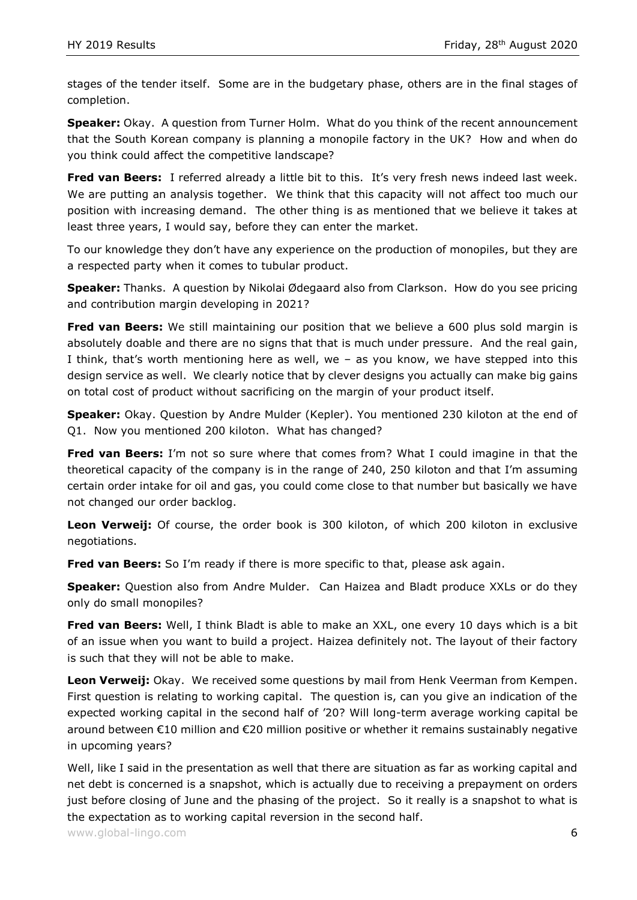stages of the tender itself. Some are in the budgetary phase, others are in the final stages of completion.

**Speaker:** Okay. A question from Turner Holm. What do you think of the recent announcement that the South Korean company is planning a monopile factory in the UK? How and when do you think could affect the competitive landscape?

**Fred van Beers:** I referred already a little bit to this. It's very fresh news indeed last week. We are putting an analysis together. We think that this capacity will not affect too much our position with increasing demand. The other thing is as mentioned that we believe it takes at least three years, I would say, before they can enter the market.

To our knowledge they don't have any experience on the production of monopiles, but they are a respected party when it comes to tubular product.

**Speaker:** Thanks. A question by Nikolai Ødegaard also from Clarkson. How do you see pricing and contribution margin developing in 2021?

**Fred van Beers:** We still maintaining our position that we believe a 600 plus sold margin is absolutely doable and there are no signs that that is much under pressure. And the real gain, I think, that's worth mentioning here as well, we – as you know, we have stepped into this design service as well. We clearly notice that by clever designs you actually can make big gains on total cost of product without sacrificing on the margin of your product itself.

**Speaker:** Okay. Question by Andre Mulder (Kepler). You mentioned 230 kiloton at the end of Q1. Now you mentioned 200 kiloton. What has changed?

**Fred van Beers:** I'm not so sure where that comes from? What I could imagine in that the theoretical capacity of the company is in the range of 240, 250 kiloton and that I'm assuming certain order intake for oil and gas, you could come close to that number but basically we have not changed our order backlog.

**Leon Verweij:** Of course, the order book is 300 kiloton, of which 200 kiloton in exclusive negotiations.

**Fred van Beers:** So I'm ready if there is more specific to that, please ask again.

**Speaker:** Question also from Andre Mulder. Can Haizea and Bladt produce XXLs or do they only do small monopiles?

**Fred van Beers:** Well, I think Bladt is able to make an XXL, one every 10 days which is a bit of an issue when you want to build a project. Haizea definitely not. The layout of their factory is such that they will not be able to make.

**Leon Verweij:** Okay. We received some questions by mail from Henk Veerman from Kempen. First question is relating to working capital. The question is, can you give an indication of the expected working capital in the second half of '20? Will long-term average working capital be around between €10 million and €20 million positive or whether it remains sustainably negative in upcoming years?

Well, like I said in the presentation as well that there are situation as far as working capital and net debt is concerned is a snapshot, which is actually due to receiving a prepayment on orders just before closing of June and the phasing of the project. So it really is a snapshot to what is the expectation as to working capital reversion in the second half.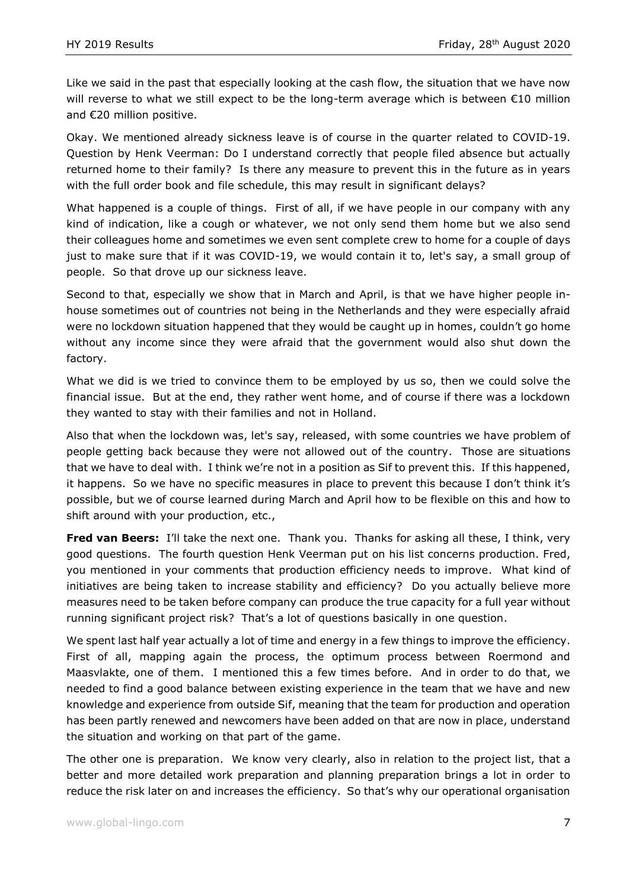Like we said in the past that especially looking at the cash flow, the situation that we have now will reverse to what we still expect to be the long-term average which is between €10 million and €20 million positive.

Okay. We mentioned already sickness leave is of course in the quarter related to COVID-19. Question by Henk Veerman: Do I understand correctly that people filed absence but actually returned home to their family? Is there any measure to prevent this in the future as in years with the full order book and file schedule, this may result in significant delays?

What happened is a couple of things. First of all, if we have people in our company with any kind of indication, like a cough or whatever, we not only send them home but we also send their colleagues home and sometimes we even sent complete crew to home for a couple of days just to make sure that if it was COVID-19, we would contain it to, let's say, a small group of people. So that drove up our sickness leave.

Second to that, especially we show that in March and April, is that we have higher people in-house sometimes out of countries not being in the Netherlands and they were especially afraid were no lockdown situation happened that they would be caught up in homes, couldn't go home without any income since they were afraid that the government would also shut down the factory.

What we did is we tried to convince them to be employed by us so, then we could solve the financial issue. But at the end, they rather went home, and of course if there was a lockdown they wanted to stay with their families and not in Holland.

Also that when the lockdown was, let's say, released, with some countries we have problem of people getting back because they were not allowed out of the country. Those are situations that we have to deal with. I think we're not in a position as Sif to prevent this. If this happened, it happens. So we have no specific measures in place to prevent this because I don't think it's possible, but we of course learned during March and April how to be flexible on this and how to shift around with your production, etc.,

**Fred van Beers:** I'll take the next one. Thank you. Thanks for asking all these, I think, very good questions. The fourth question Henk Veerman put on his list concerns production. Fred, you mentioned in your comments that production efficiency needs to improve. What kind of initiatives are being taken to increase stability and efficiency? Do you actually believe more measures need to be taken before company can produce the true capacity for a full year without running significant project risk? That's a lot of questions basically in one question.

We spent last half year actually a lot of time and energy in a few things to improve the efficiency. First of all, mapping again the process, the optimum process between Roermond and Maasvlakte, one of them. I mentioned this a few times before. And in order to do that, we needed to find a good balance between existing experience in the team that we have and new knowledge and experience from outside Sif, meaning that the team for production and operation has been partly renewed and newcomers have been added on that are now in place, understand the situation and working on that part of the game.

The other one is preparation. We know very clearly, also in relation to the project list, that a better and more detailed work preparation and planning preparation brings a lot in order to reduce the risk later on and increases the efficiency. So that's why our operational organisation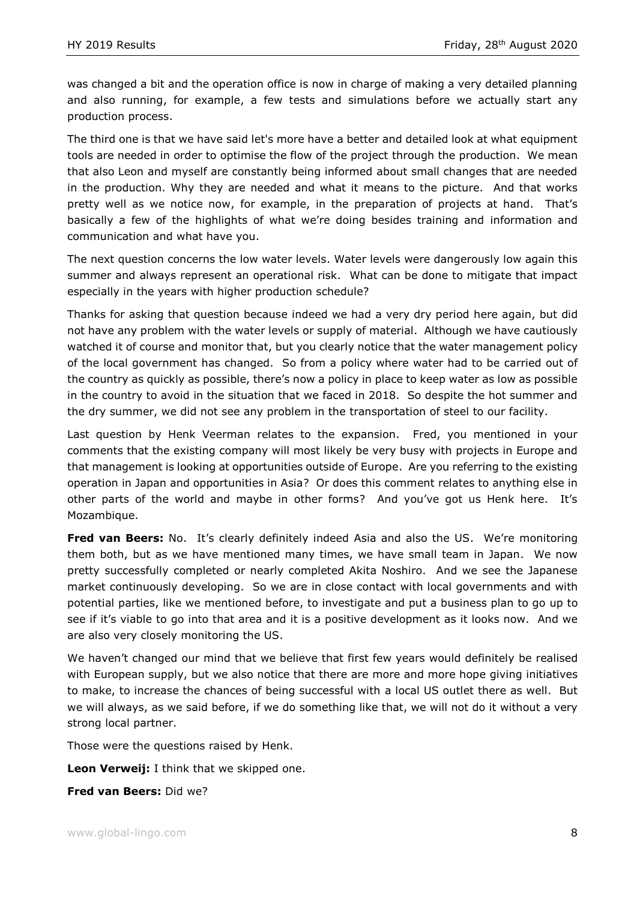was changed a bit and the operation office is now in charge of making a very detailed planning and also running, for example, a few tests and simulations before we actually start any production process.

The third one is that we have said let's more have a better and detailed look at what equipment tools are needed in order to optimise the flow of the project through the production. We mean that also Leon and myself are constantly being informed about small changes that are needed in the production. Why they are needed and what it means to the picture. And that works pretty well as we notice now, for example, in the preparation of projects at hand. That's basically a few of the highlights of what we're doing besides training and information and communication and what have you.

The next question concerns the low water levels. Water levels were dangerously low again this summer and always represent an operational risk. What can be done to mitigate that impact especially in the years with higher production schedule?

Thanks for asking that question because indeed we had a very dry period here again, but did not have any problem with the water levels or supply of material. Although we have cautiously watched it of course and monitor that, but you clearly notice that the water management policy of the local government has changed. So from a policy where water had to be carried out of the country as quickly as possible, there's now a policy in place to keep water as low as possible in the country to avoid in the situation that we faced in 2018. So despite the hot summer and the dry summer, we did not see any problem in the transportation of steel to our facility.

Last question by Henk Veerman relates to the expansion. Fred, you mentioned in your comments that the existing company will most likely be very busy with projects in Europe and that management is looking at opportunities outside of Europe. Are you referring to the existing operation in Japan and opportunities in Asia? Or does this comment relates to anything else in other parts of the world and maybe in other forms? And you've got us Henk here. It's Mozambique.

**Fred van Beers:** No. It's clearly definitely indeed Asia and also the US. We're monitoring them both, but as we have mentioned many times, we have small team in Japan. We now pretty successfully completed or nearly completed Akita Noshiro. And we see the Japanese market continuously developing. So we are in close contact with local governments and with potential parties, like we mentioned before, to investigate and put a business plan to go up to see if it's viable to go into that area and it is a positive development as it looks now. And we are also very closely monitoring the US.

We haven't changed our mind that we believe that first few years would definitely be realised with European supply, but we also notice that there are more and more hope giving initiatives to make, to increase the chances of being successful with a local US outlet there as well. But we will always, as we said before, if we do something like that, we will not do it without a very strong local partner.

Those were the questions raised by Henk.

**Leon Verweij:** I think that we skipped one.

**Fred van Beers:** Did we?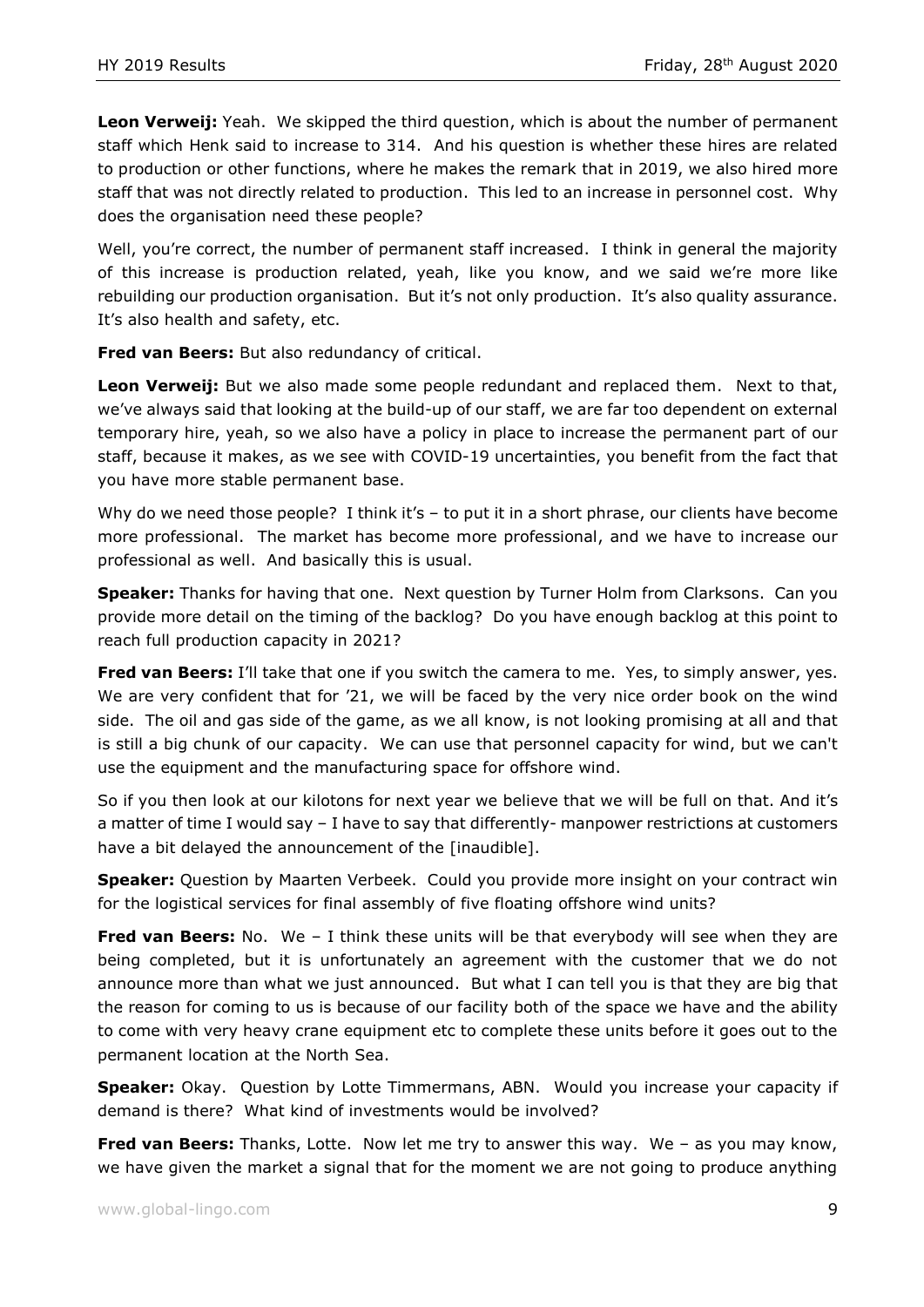**Leon Verweij:** Yeah. We skipped the third question, which is about the number of permanent staff which Henk said to increase to 314. And his question is whether these hires are related to production or other functions, where he makes the remark that in 2019, we also hired more staff that was not directly related to production. This led to an increase in personnel cost. Why does the organisation need these people?

Well, you're correct, the number of permanent staff increased. I think in general the majority of this increase is production related, yeah, like you know, and we said we're more like rebuilding our production organisation. But it's not only production. It's also quality assurance. It's also health and safety, etc.

**Fred van Beers:** But also redundancy of critical.

**Leon Verweij:** But we also made some people redundant and replaced them. Next to that, we've always said that looking at the build-up of our staff, we are far too dependent on external temporary hire, yeah, so we also have a policy in place to increase the permanent part of our staff, because it makes, as we see with COVID-19 uncertainties, you benefit from the fact that you have more stable permanent base.

Why do we need those people? I think it's – to put it in a short phrase, our clients have become more professional. The market has become more professional, and we have to increase our professional as well. And basically this is usual.

**Speaker:** Thanks for having that one. Next question by Turner Holm from Clarksons. Can you provide more detail on the timing of the backlog? Do you have enough backlog at this point to reach full production capacity in 2021?

**Fred van Beers:** I'll take that one if you switch the camera to me. Yes, to simply answer, yes. We are very confident that for '21, we will be faced by the very nice order book on the wind side. The oil and gas side of the game, as we all know, is not looking promising at all and that is still a big chunk of our capacity. We can use that personnel capacity for wind, but we can't use the equipment and the manufacturing space for offshore wind.

So if you then look at our kilotons for next year we believe that we will be full on that. And it's a matter of time I would say – I have to say that differently- manpower restrictions at customers have a bit delayed the announcement of the [inaudible].

**Speaker:** Question by Maarten Verbeek. Could you provide more insight on your contract win for the logistical services for final assembly of five floating offshore wind units?

**Fred van Beers:** No. We – I think these units will be that everybody will see when they are being completed, but it is unfortunately an agreement with the customer that we do not announce more than what we just announced. But what I can tell you is that they are big that the reason for coming to us is because of our facility both of the space we have and the ability to come with very heavy crane equipment etc to complete these units before it goes out to the permanent location at the North Sea.

**Speaker:** Okay. Question by Lotte Timmermans, ABN. Would you increase your capacity if demand is there? What kind of investments would be involved?

**Fred van Beers:** Thanks, Lotte. Now let me try to answer this way. We – as you may know, we have given the market a signal that for the moment we are not going to produce anything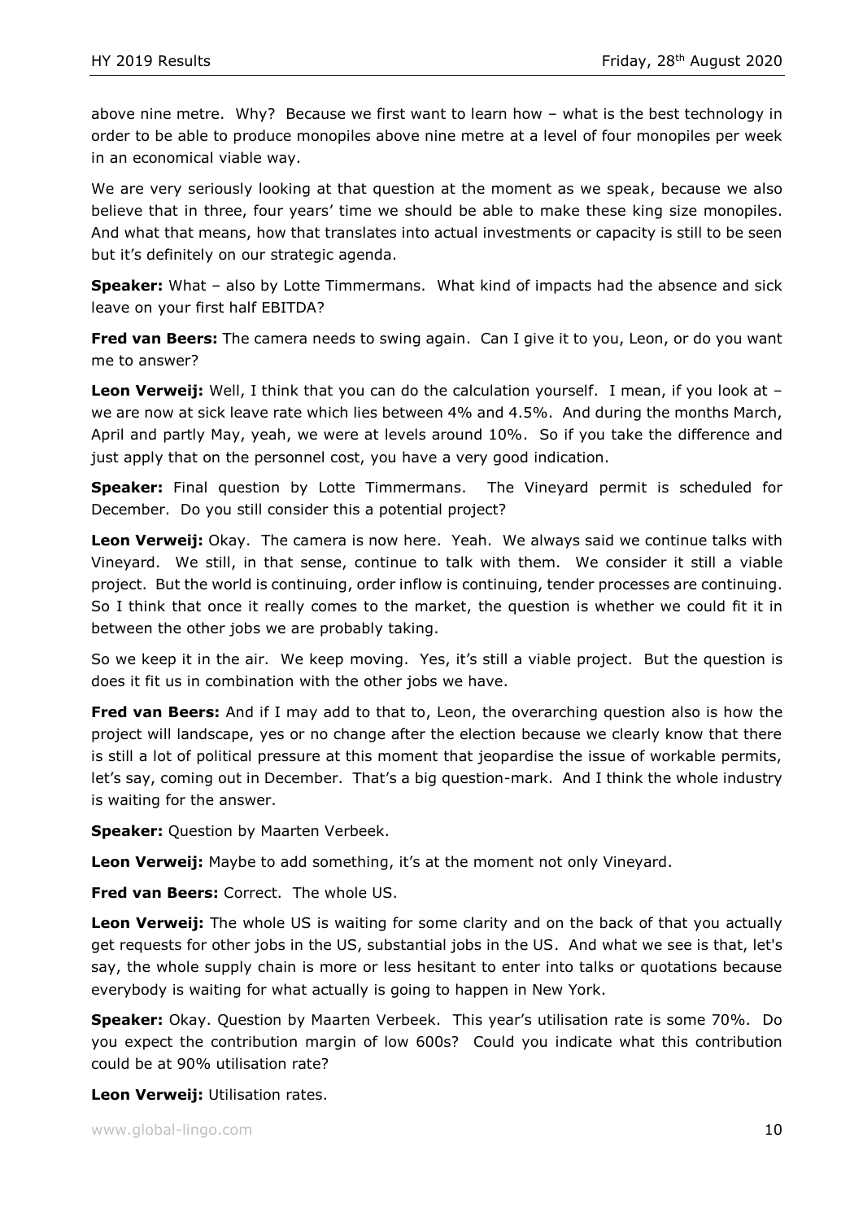above nine metre. Why? Because we first want to learn how – what is the best technology in order to be able to produce monopiles above nine metre at a level of four monopiles per week in an economical viable way.

We are very seriously looking at that question at the moment as we speak, because we also believe that in three, four years' time we should be able to make these king size monopiles. And what that means, how that translates into actual investments or capacity is still to be seen but it's definitely on our strategic agenda.

**Speaker:** What – also by Lotte Timmermans. What kind of impacts had the absence and sick leave on your first half EBITDA?

**Fred van Beers:** The camera needs to swing again. Can I give it to you, Leon, or do you want me to answer?

**Leon Verweij:** Well, I think that you can do the calculation yourself. I mean, if you look at – we are now at sick leave rate which lies between 4% and 4.5%. And during the months March, April and partly May, yeah, we were at levels around 10%. So if you take the difference and just apply that on the personnel cost, you have a very good indication.

**Speaker:** Final question by Lotte Timmermans. The Vineyard permit is scheduled for December. Do you still consider this a potential project?

**Leon Verweij:** Okay. The camera is now here. Yeah. We always said we continue talks with Vineyard. We still, in that sense, continue to talk with them. We consider it still a viable project. But the world is continuing, order inflow is continuing, tender processes are continuing. So I think that once it really comes to the market, the question is whether we could fit it in between the other jobs we are probably taking.

So we keep it in the air. We keep moving. Yes, it's still a viable project. But the question is does it fit us in combination with the other jobs we have.

**Fred van Beers:** And if I may add to that to, Leon, the overarching question also is how the project will landscape, yes or no change after the election because we clearly know that there is still a lot of political pressure at this moment that jeopardise the issue of workable permits, let's say, coming out in December. That's a big question-mark. And I think the whole industry is waiting for the answer.

**Speaker:** Question by Maarten Verbeek.

**Leon Verweij:** Maybe to add something, it's at the moment not only Vineyard.

**Fred van Beers:** Correct. The whole US.

**Leon Verweij:** The whole US is waiting for some clarity and on the back of that you actually get requests for other jobs in the US, substantial jobs in the US. And what we see is that, let's say, the whole supply chain is more or less hesitant to enter into talks or quotations because everybody is waiting for what actually is going to happen in New York.

**Speaker:** Okay. Question by Maarten Verbeek. This year's utilisation rate is some 70%. Do you expect the contribution margin of low 600s? Could you indicate what this contribution could be at 90% utilisation rate?

**Leon Verweij:** Utilisation rates.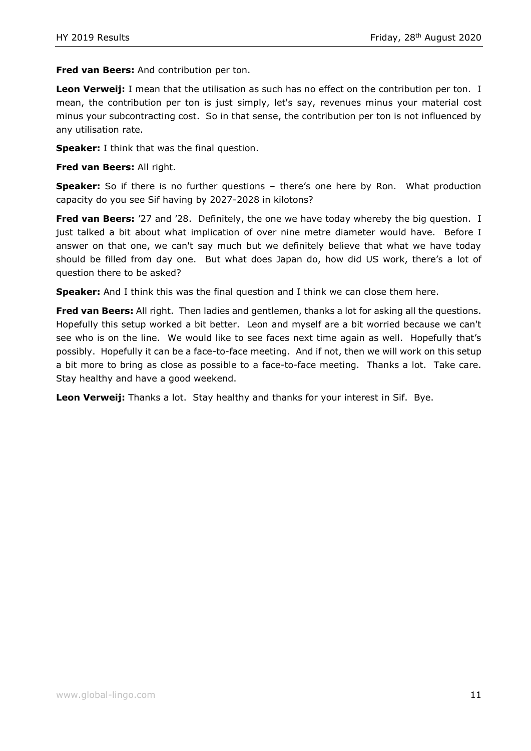**Fred van Beers:** And contribution per ton.

**Leon Verweij:** I mean that the utilisation as such has no effect on the contribution per ton. I mean, the contribution per ton is just simply, let's say, revenues minus your material cost minus your subcontracting cost. So in that sense, the contribution per ton is not influenced by any utilisation rate.

**Speaker:** I think that was the final question.

**Fred van Beers:** All right.

**Speaker:** So if there is no further questions – there's one here by Ron. What production capacity do you see Sif having by 2027-2028 in kilotons?

**Fred van Beers:** '27 and '28. Definitely, the one we have today whereby the big question. I just talked a bit about what implication of over nine metre diameter would have. Before I answer on that one, we can't say much but we definitely believe that what we have today should be filled from day one. But what does Japan do, how did US work, there's a lot of question there to be asked?

**Speaker:** And I think this was the final question and I think we can close them here.

**Fred van Beers:** All right. Then ladies and gentlemen, thanks a lot for asking all the questions. Hopefully this setup worked a bit better. Leon and myself are a bit worried because we can't see who is on the line. We would like to see faces next time again as well. Hopefully that's possibly. Hopefully it can be a face-to-face meeting. And if not, then we will work on this setup a bit more to bring as close as possible to a face-to-face meeting. Thanks a lot. Take care. Stay healthy and have a good weekend.

**Leon Verweij:** Thanks a lot. Stay healthy and thanks for your interest in Sif. Bye.